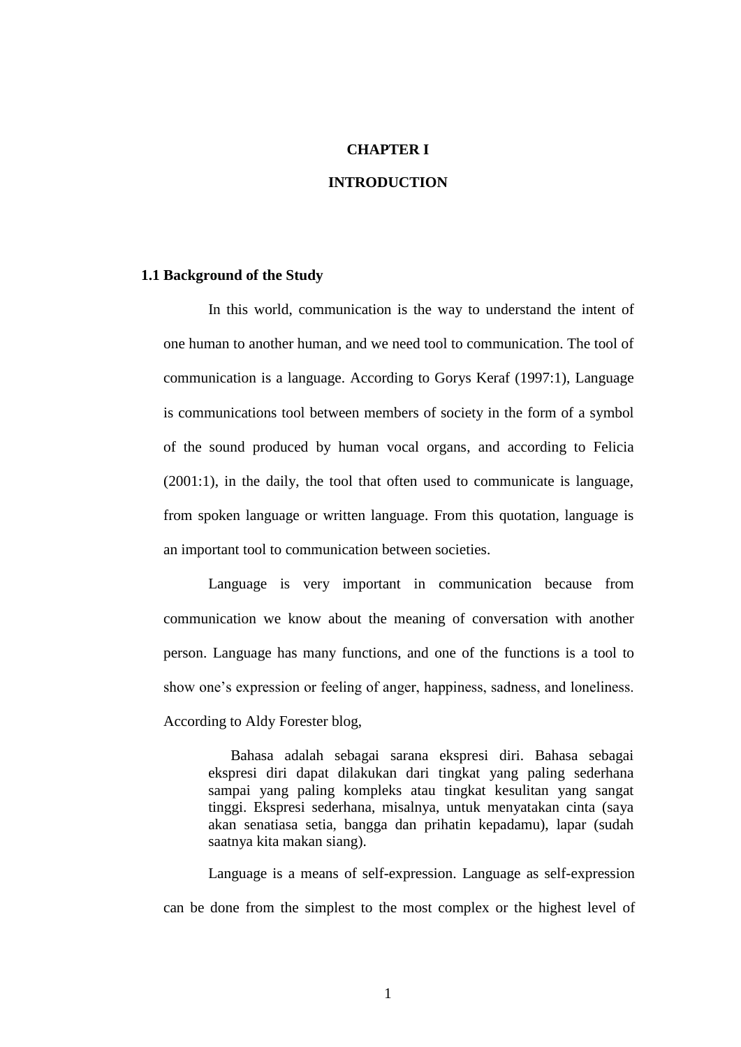# CHAPTER I

# INTRODUCTION

## 1.1 Background of the Study

In this world, communication is the way to understand the intent of one human to another human, and we need tool to communication. The tool of communication is a language. According to Gorys Keraf (1997:1), Language is communications tool between members of society in the form of a symbol of the sound produced by human vocal organs, and according to Felicia (2001:1), in the daily, the tool that often used to communicate is language, from spoken language or written language. From this quotation, language is an important tool to communication between societies.

Language is very important in communication because from communication we know about the meaning of conversation with another person. Language has many functions, and one of the functions is a tool to show one's expression or feeling of anger, happiness, sadness, and loneliness. According to Aldy Forester blog,

> Bahasa adalah sebagai sarana ekspresi diri. Bahasa sebagai ekspresi diri dapat dilakukan dari tingkat yang paling sederhana sampai yang paling kompleks atau tingkat kesulitan yang sangat tinggi. Ekspresi sederhana, misalnya, untuk menyatakan cinta (saya akan senatiasa setia, bangga dan prihatin kepadamu), lapar (sudah saatnya kita makan siang).

Language is a means of self-expression. Language as self-expression can be done from the simplest to the most complex or the highest level of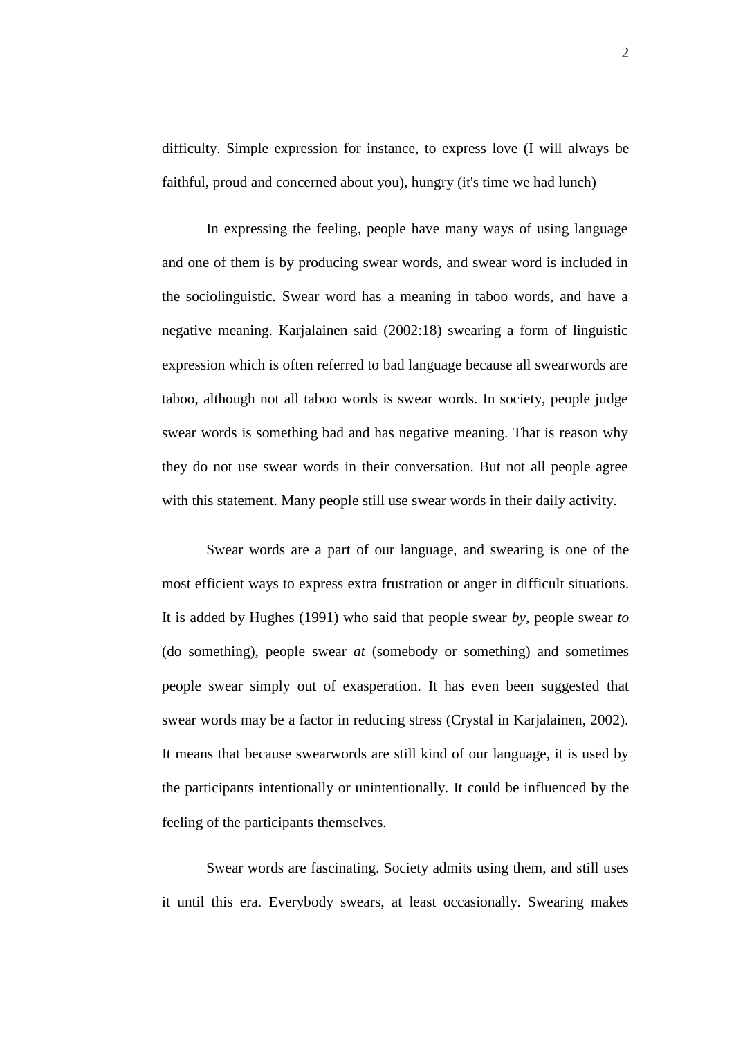difficulty. Simple expression for instance, to express love (I will always be faithful, proud and concerned about you), hungry (it's time we had lunch)

In expressing the feeling, people have many ways of using language and one of them is by producing swear words, and swear word is included in the sociolinguistic. Swear word has a meaning in taboo words, and have a negative meaning. Karjalainen said (2002:18) swearing a form of linguistic expression which is often referred to bad language because all swearwords are taboo, although not all taboo words is swear words. In society, people judge swear words is something bad and has negative meaning. That is reason why they do not use swear words in their conversation. But not all people agree with this statement. Many people still use swear words in their daily activity.

Swear words are a part of our language, and swearing is one of the most efficient ways to express extra frustration or anger in difficult situations. It is added by Hughes (1991) who said that people swear *by*, people swear *to* (do something), people swear *at* (somebody or something) and sometimes people swear simply out of exasperation. It has even been suggested that swear words may be a factor in reducing stress (Crystal in Karjalainen, 2002). It means that because swearwords are still kind of our language, it is used by the participants intentionally or unintentionally. It could be influenced by the feeling of the participants themselves.

Swear words are fascinating. Society admits using them, and still uses it until this era. Everybody swears, at least occasionally. Swearing makes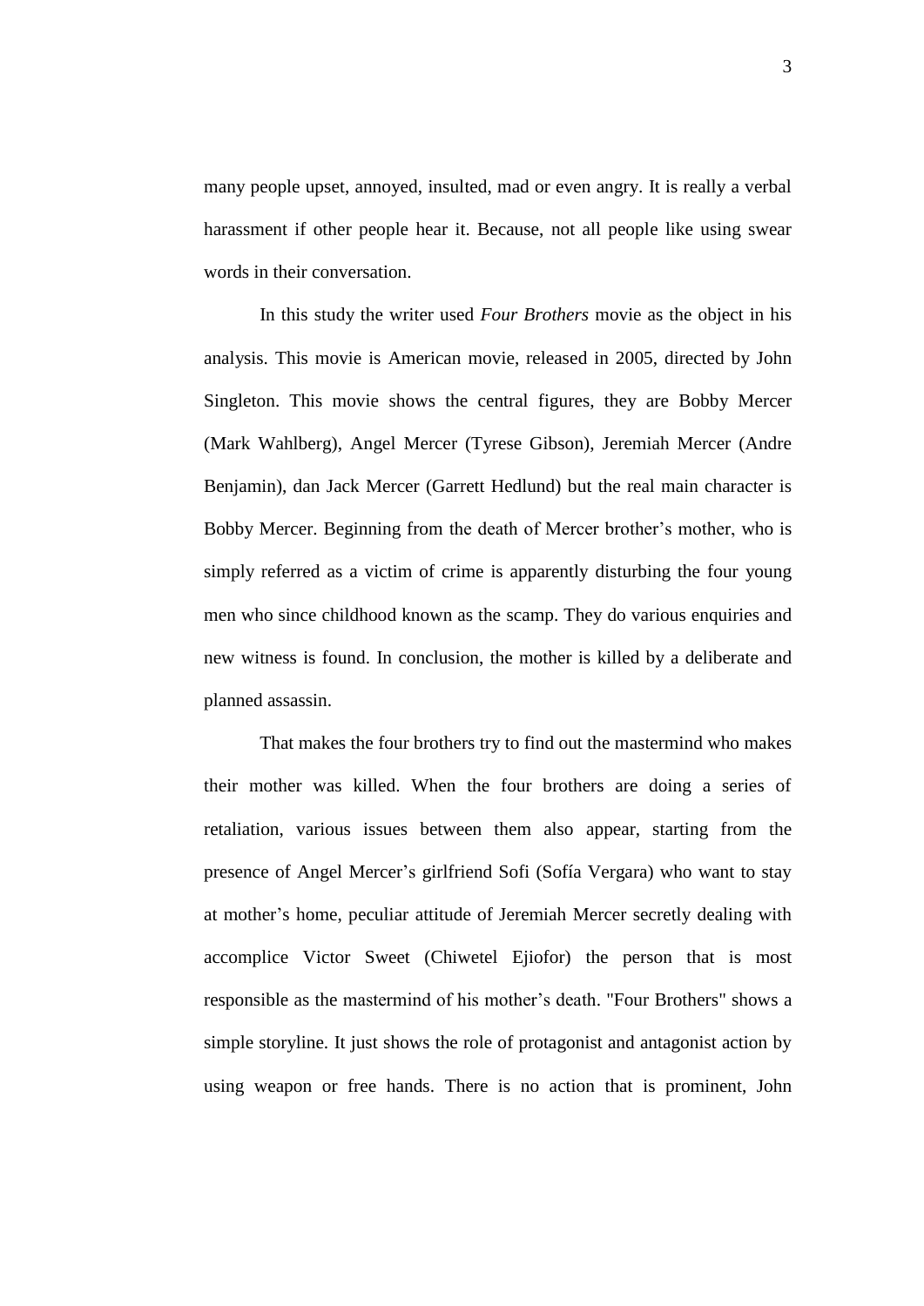many people upset, annoyed, insulted, mad or even angry. It is really a verbal harassment if other people hear it. Because, not all people like using swear words in their conversation.

In this study the writer used *Four Brothers* movie as the object in his analysis. This movie is American movie, released in 2005, directed by John Singleton. This movie shows the central figures, they are Bobby Mercer (Mark Wahlberg), Angel Mercer (Tyrese Gibson), Jeremiah Mercer (Andre Benjamin), dan Jack Mercer (Garrett Hedlund) but the real main character is Bobby Mercer. Beginning from the death of Mercer brother's mother, who is simply referred as a victim of crime is apparently disturbing the four young men who since childhood known as the scamp. They do various enquiries and new witness is found. In conclusion, the mother is killed by a deliberate and planned assassin.

That makes the four brothers try to find out the mastermind who makes their mother was killed. When the four brothers are doing a series of retaliation, various issues between them also appear, starting from the presence of Angel Mercer's girlfriend Sofi (Sofía Vergara) who want to stay at mother's home, peculiar attitude of Jeremiah Mercer secretly dealing with accomplice Victor Sweet (Chiwetel Ejiofor) the person that is most responsible as the mastermind of his mother's death. "Four Brothers" shows a simple storyline. It just shows the role of protagonist and antagonist action by using weapon or free hands. There is no action that is prominent, John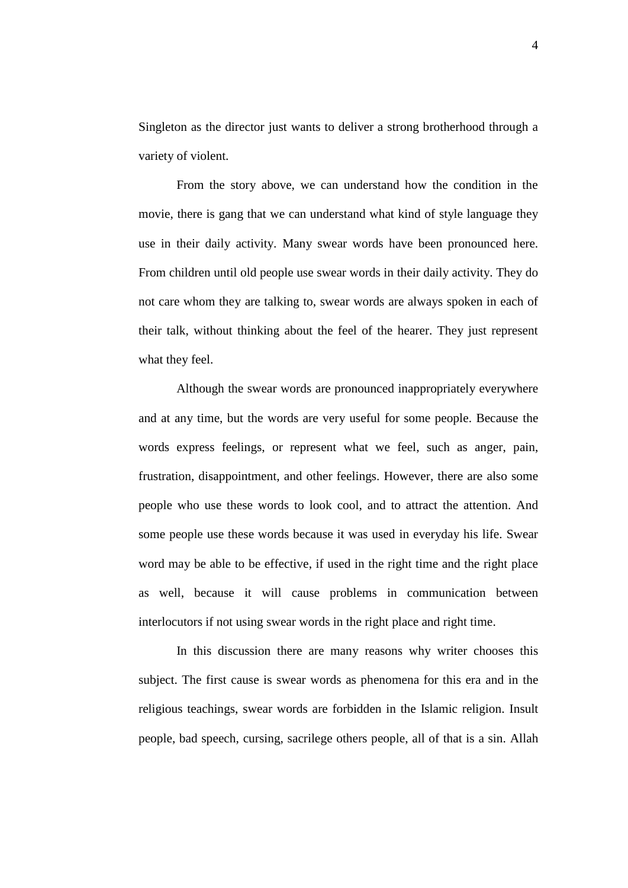Singleton as the director just wants to deliver a strong brotherhood through a variety of violent.

From the story above, we can understand how the condition in the movie, there is gang that we can understand what kind of style language they use in their daily activity. Many swear words have been pronounced here. From children until old people use swear words in their daily activity. They do not care whom they are talking to, swear words are always spoken in each of their talk, without thinking about the feel of the hearer. They just represent what they feel.

Although the swear words are pronounced inappropriately everywhere and at any time, but the words are very useful for some people. Because the words express feelings, or represent what we feel, such as anger, pain, frustration, disappointment, and other feelings. However, there are also some people who use these words to look cool, and to attract the attention. And some people use these words because it was used in everyday his life. Swear word may be able to be effective, if used in the right time and the right place as well, because it will cause problems in communication between interlocutors if not using swear words in the right place and right time.

In this discussion there are many reasons why writer chooses this subject. The first cause is swear words as phenomena for this era and in the religious teachings, swear words are forbidden in the Islamic religion. Insult people, bad speech, cursing, sacrilege others people, all of that is a sin. Allah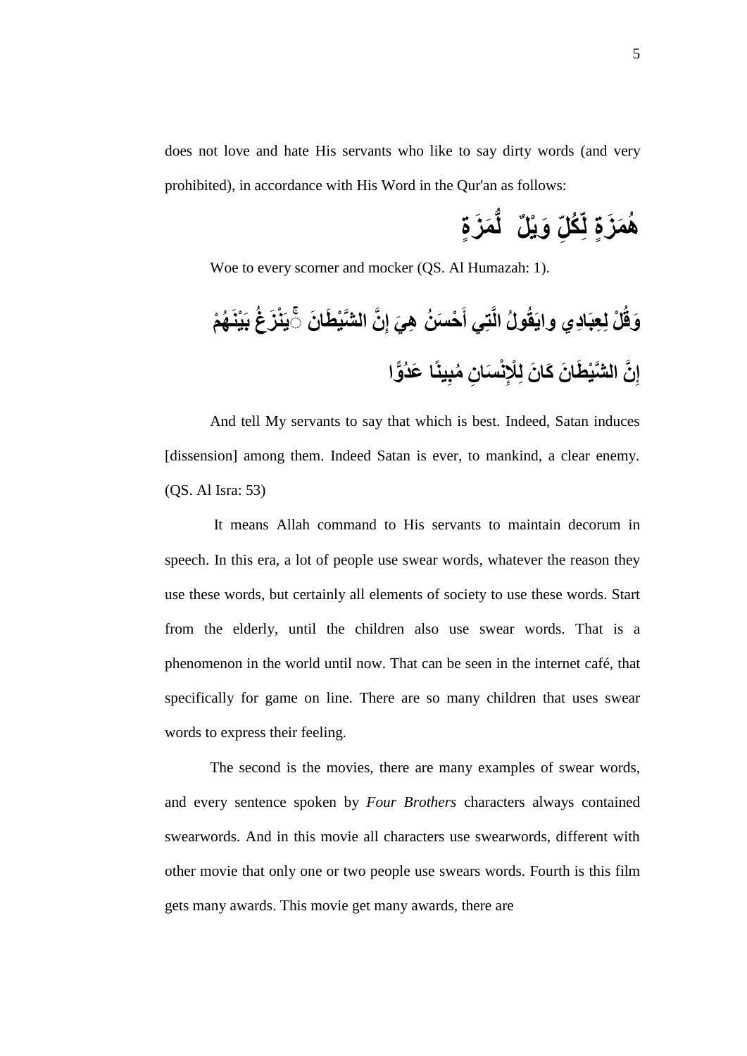does not love and hate His servants who like to say dirty words (and very prohibited), in accordance with His Word in the Qur'an as follows:

هُمَزَةٍ لِّكُلِّ وَيْلٌ لُّمَزَةٍ

Woe to every scorner and mocker (QS. Al Humazah: 1).

وَقُلْ لِعِبَادِي وايَقُولُ الَّتِي أَحْسَنُ هِيَ إِنَّ الشَّيْطَانَ ۚيَنْزَغُ بَيْنَهُمْ إِنَّ الشَّيْطَانَ كَانَ لِلْإِنْسَانِ مُبِينًا عَدُوًّا

And tell My servants to say that which is best. Indeed, Satan induces [dissension] among them. Indeed Satan is ever, to mankind, a clear enemy. (QS. Al Isra: 53)

It means Allah command to His servants to maintain decorum in speech. In this era, a lot of people use swear words, whatever the reason they use these words, but certainly all elements of society to use these words. Start from the elderly, until the children also use swear words. That is a phenomenon in the world until now. That can be seen in the internet café, that specifically for game on line. There are so many children that uses swear words to express their feeling.

The second is the movies, there are many examples of swear words, and every sentence spoken by *Four Brothers* characters always contained swearwords. And in this movie all characters use swearwords, different with other movie that only one or two people use swears words. Fourth is this film gets many awards. This movie get many awards, there are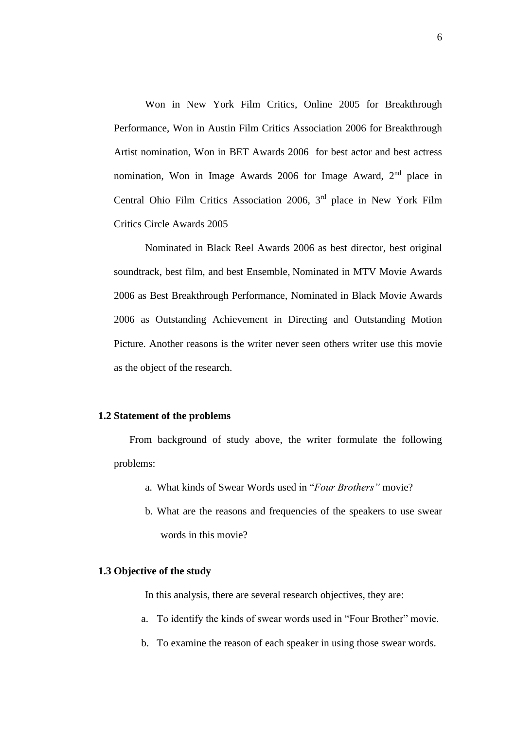Won in New York Film Critics, Online 2005 for Breakthrough Performance, Won in Austin Film Critics Association 2006 for Breakthrough Artist nomination, Won in BET Awards 2006 for best actor and best actress nomination, Won in Image Awards 2006 for Image Award, 2nd place in Central Ohio Film Critics Association 2006, 3rd place in New York Film Critics Circle Awards 2005

Nominated in Black Reel Awards 2006 as best director, best original soundtrack, best film, and best Ensemble, Nominated in MTV Movie Awards 2006 as Best Breakthrough Performance, Nominated in Black Movie Awards 2006 as Outstanding Achievement in Directing and Outstanding Motion Picture. Another reasons is the writer never seen others writer use this movie as the object of the research.

### 1.2 Statement of the problems

From background of study above, the writer formulate the following problems:

a. What kinds of Swear Words used in "*Four Brothers"* movie?

b. What are the reasons and frequencies of the speakers to use swear words in this movie?

### 1.3 Objective of the study

In this analysis, there are several research objectives, they are:

a. To identify the kinds of swear words used in "Four Brother" movie.

b. To examine the reason of each speaker in using those swear words.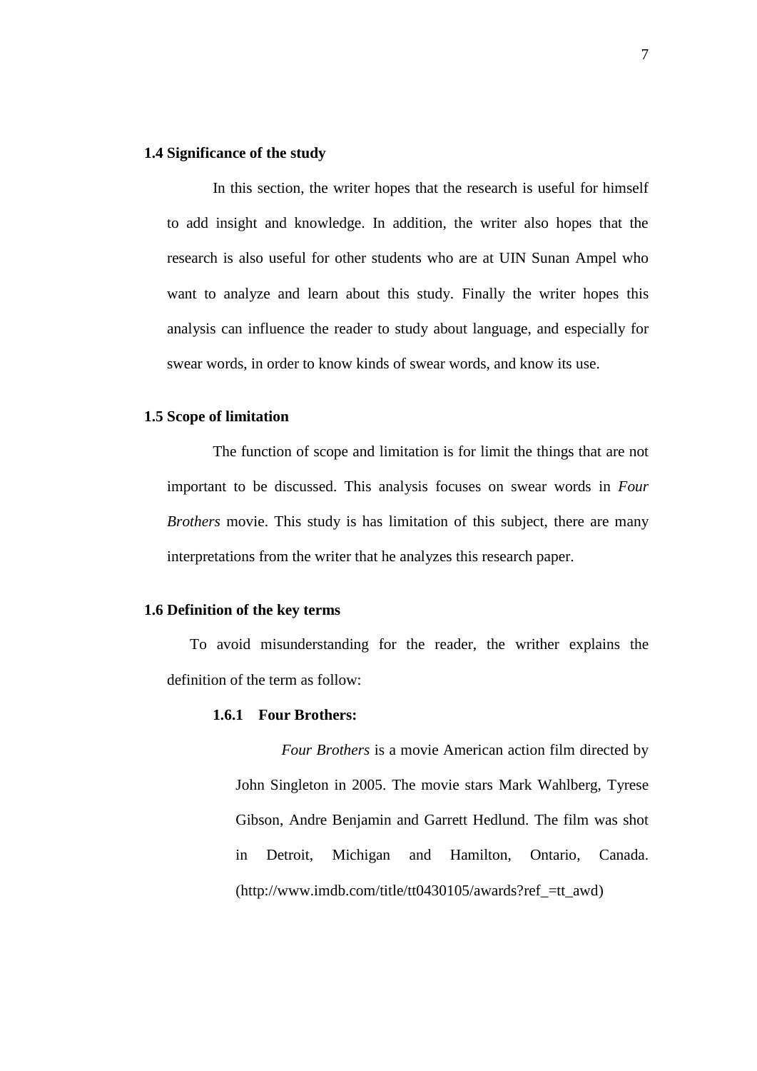## 1.4 Significance of the study

In this section, the writer hopes that the research is useful for himself to add insight and knowledge. In addition, the writer also hopes that the research is also useful for other students who are at UIN Sunan Ampel who want to analyze and learn about this study. Finally the writer hopes this analysis can influence the reader to study about language, and especially for swear words, in order to know kinds of swear words, and know its use.

## 1.5 Scope of limitation

The function of scope and limitation is for limit the things that are not important to be discussed. This analysis focuses on swear words in *Four Brothers* movie. This study is has limitation of this subject, there are many interpretations from the writer that he analyzes this research paper.

## 1.6 Definition of the key terms

To avoid misunderstanding for the reader, the writher explains the definition of the term as follow:

### 1.6.1 Four Brothers:

*Four Brothers* is a movie American action film directed by John Singleton in 2005. The movie stars Mark Wahlberg, Tyrese Gibson, Andre Benjamin and Garrett Hedlund. The film was shot in Detroit, Michigan and Hamilton, Ontario, Canada. (http://www.imdb.com/title/tt0430105/awards?ref_=tt_awd)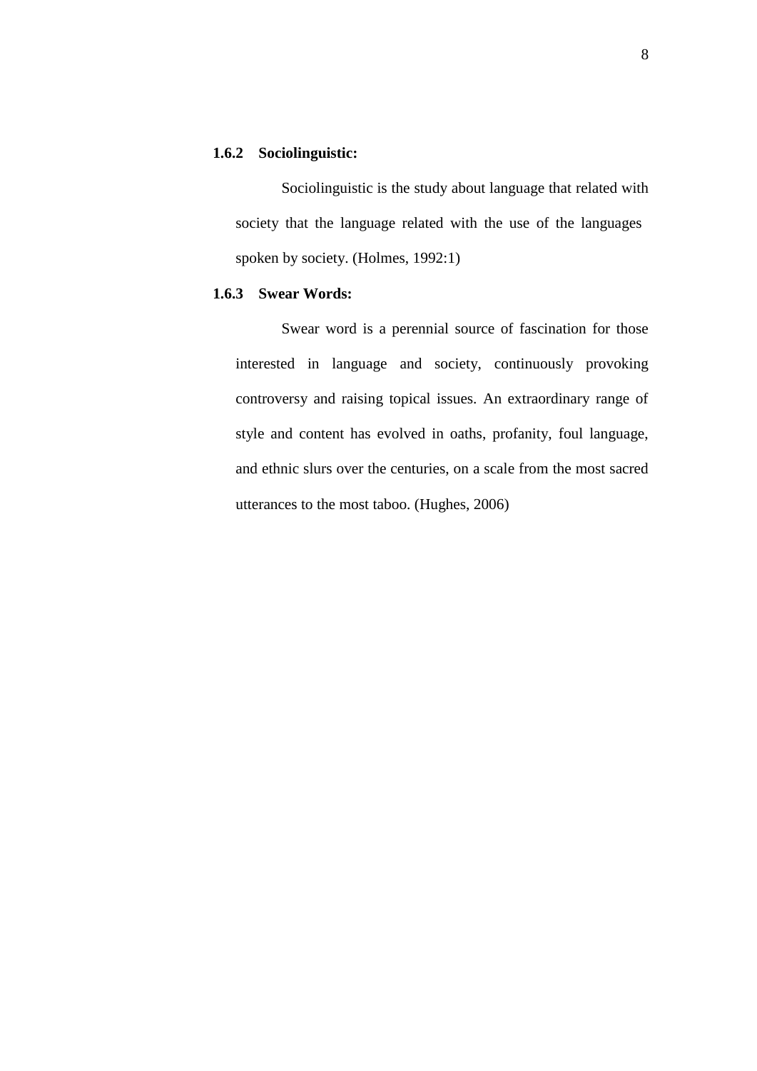### 1.6.2 Sociolinguistic:

Sociolinguistic is the study about language that related with society that the language related with the use of the languages spoken by society. (Holmes, 1992:1)

### 1.6.3 Swear Words:

Swear word is a perennial source of fascination for those interested in language and society, continuously provoking controversy and raising topical issues. An extraordinary range of style and content has evolved in oaths, profanity, foul language, and ethnic slurs over the centuries, on a scale from the most sacred utterances to the most taboo. (Hughes, 2006)